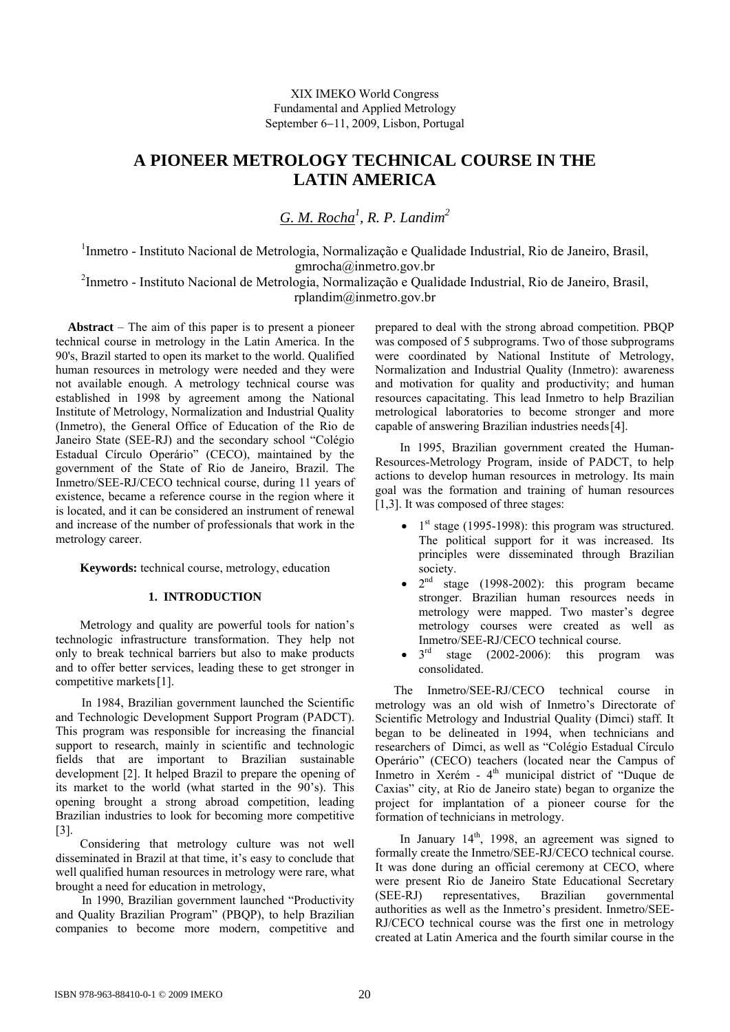XIX IMEKO World Congress
Fundamental and Applied Metrology
September 6−11, 2009, Lisbon, Portugal

# A PIONEER METROLOGY TECHNICAL COURSE IN THE LATIN AMERICA

*G. M. Rocha*[1], *R. P. Landim*[2]

[1]Inmetro - Instituto Nacional de Metrologia, Normalização e Qualidade Industrial, Rio de Janeiro, Brasil, gmrocha@inmetro.gov.br
[2]Inmetro - Instituto Nacional de Metrologia, Normalização e Qualidade Industrial, Rio de Janeiro, Brasil, rplandim@inmetro.gov.br

**Abstract** – The aim of this paper is to present a pioneer technical course in metrology in the Latin America. In the 90's, Brazil started to open its market to the world. Qualified human resources in metrology were needed and they were not available enough. A metrology technical course was established in 1998 by agreement among the National Institute of Metrology, Normalization and Industrial Quality (Inmetro), the General Office of Education of the Rio de Janeiro State (SEE-RJ) and the secondary school "Colégio Estadual Círculo Operário" (CECO), maintained by the government of the State of Rio de Janeiro, Brazil. The Inmetro/SEE-RJ/CECO technical course, during 11 years of existence, became a reference course in the region where it is located, and it can be considered an instrument of renewal and increase of the number of professionals that work in the metrology career.

**Keywords:** technical course, metrology, education

## 1. INTRODUCTION

Metrology and quality are powerful tools for nation's technologic infrastructure transformation. They help not only to break technical barriers but also to make products and to offer better services, leading these to get stronger in competitive markets[1].

In 1984, Brazilian government launched the Scientific and Technologic Development Support Program (PADCT). This program was responsible for increasing the financial support to research, mainly in scientific and technologic fields that are important to Brazilian sustainable development [2]. It helped Brazil to prepare the opening of its market to the world (what started in the 90's). This opening brought a strong abroad competition, leading Brazilian industries to look for becoming more competitive [3].

Considering that metrology culture was not well disseminated in Brazil at that time, it's easy to conclude that well qualified human resources in metrology were rare, what brought a need for education in metrology,

In 1990, Brazilian government launched "Productivity and Quality Brazilian Program" (PBQP), to help Brazilian companies to become more modern, competitive and prepared to deal with the strong abroad competition. PBQP was composed of 5 subprograms. Two of those subprograms were coordinated by National Institute of Metrology, Normalization and Industrial Quality (Inmetro): awareness and motivation for quality and productivity; and human resources capacitating. This lead Inmetro to help Brazilian metrological laboratories to become stronger and more capable of answering Brazilian industries needs[4].

In 1995, Brazilian government created the Human-Resources-Metrology Program, inside of PADCT, to help actions to develop human resources in metrology. Its main goal was the formation and training of human resources [1,3]. It was composed of three stages:

- 1st stage (1995-1998): this program was structured. The political support for it was increased. Its principles were disseminated through Brazilian society.
- 2nd stage (1998-2002): this program became stronger. Brazilian human resources needs in metrology were mapped. Two master's degree metrology courses were created as well as Inmetro/SEE-RJ/CECO technical course.
- 3rd stage (2002-2006): this program was consolidated.

The Inmetro/SEE-RJ/CECO technical course in metrology was an old wish of Inmetro's Directorate of Scientific Metrology and Industrial Quality (Dimci) staff. It began to be delineated in 1994, when technicians and researchers of Dimci, as well as "Colégio Estadual Círculo Operário" (CECO) teachers (located near the Campus of Inmetro in Xerém - 4th municipal district of "Duque de Caxias" city, at Rio de Janeiro state) began to organize the project for implantation of a pioneer course for the formation of technicians in metrology.

In January 14th, 1998, an agreement was signed to formally create the Inmetro/SEE-RJ/CECO technical course. It was done during an official ceremony at CECO, where were present Rio de Janeiro State Educational Secretary (SEE-RJ) representatives, Brazilian governmental authorities as well as the Inmetro's president. Inmetro/SEE-RJ/CECO technical course was the first one in metrology created at Latin America and the fourth similar course in the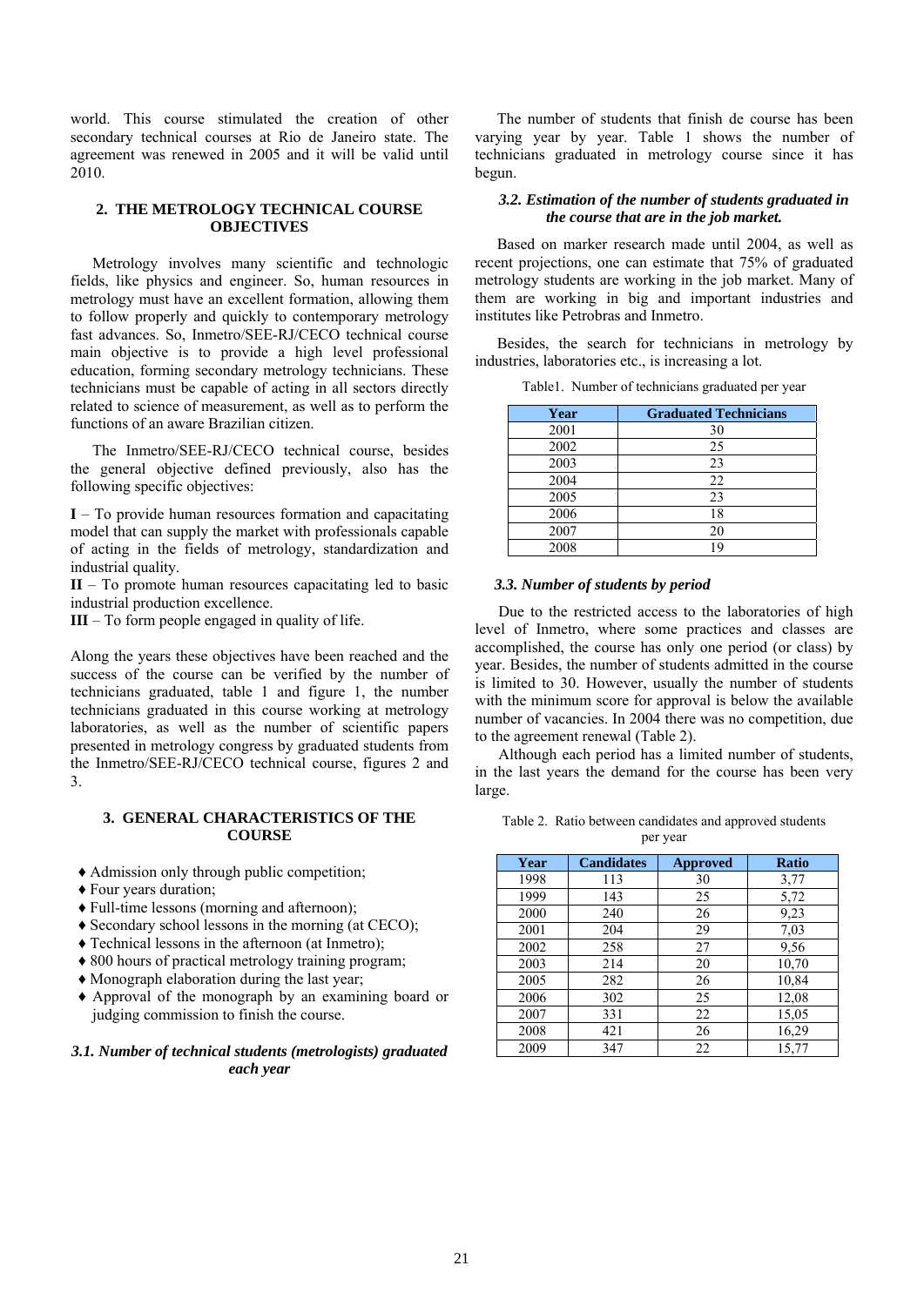world. This course stimulated the creation of other secondary technical courses at Rio de Janeiro state. The agreement was renewed in 2005 and it will be valid until 2010.

## 2. THE METROLOGY TECHNICAL COURSE OBJECTIVES

Metrology involves many scientific and technologic fields, like physics and engineer. So, human resources in metrology must have an excellent formation, allowing them to follow properly and quickly to contemporary metrology fast advances. So, Inmetro/SEE-RJ/CECO technical course main objective is to provide a high level professional education, forming secondary metrology technicians. These technicians must be capable of acting in all sectors directly related to science of measurement, as well as to perform the functions of an aware Brazilian citizen.

The Inmetro/SEE-RJ/CECO technical course, besides the general objective defined previously, also has the following specific objectives:

**I** – To provide human resources formation and capacitating model that can supply the market with professionals capable of acting in the fields of metrology, standardization and industrial quality.

**II** – To promote human resources capacitating led to basic industrial production excellence.

**III** – To form people engaged in quality of life.

Along the years these objectives have been reached and the success of the course can be verified by the number of technicians graduated, table 1 and figure 1, the number technicians graduated in this course working at metrology laboratories, as well as the number of scientific papers presented in metrology congress by graduated students from the Inmetro/SEE-RJ/CECO technical course, figures 2 and 3.

## 3. GENERAL CHARACTERISTICS OF THE COURSE

- ♦ Admission only through public competition;
- ♦ Four years duration;
- ♦ Full-time lessons (morning and afternoon);
- ♦ Secondary school lessons in the morning (at CECO);
- ♦ Technical lessons in the afternoon (at Inmetro);
- ♦ 800 hours of practical metrology training program;
- ♦ Monograph elaboration during the last year;
- ♦ Approval of the monograph by an examining board or judging commission to finish the course.

### *3.1. Number of technical students (metrologists) graduated each year*

The number of students that finish de course has been varying year by year. Table 1 shows the number of technicians graduated in metrology course since it has begun.

### *3.2. Estimation of the number of students graduated in the course that are in the job market.*

Based on marker research made until 2004, as well as recent projections, one can estimate that 75% of graduated metrology students are working in the job market. Many of them are working in big and important industries and institutes like Petrobras and Inmetro.

Besides, the search for technicians in metrology by industries, laboratories etc., is increasing a lot.

Table1. Number of technicians graduated per year

| Year | Graduated Technicians |
|---|---|
| 2001 | 30 |
| 2002 | 25 |
| 2003 | 23 |
| 2004 | 22 |
| 2005 | 23 |
| 2006 | 18 |
| 2007 | 20 |
| 2008 | 19 |

### *3.3. Number of students by period*

Due to the restricted access to the laboratories of high level of Inmetro, where some practices and classes are accomplished, the course has only one period (or class) by year. Besides, the number of students admitted in the course is limited to 30. However, usually the number of students with the minimum score for approval is below the available number of vacancies. In 2004 there was no competition, due to the agreement renewal (Table 2).

Although each period has a limited number of students, in the last years the demand for the course has been very large.

Table 2. Ratio between candidates and approved students per year

| Year | Candidates | Approved | Ratio |
|---|---|---|---|
| 1998 | 113 | 30 | 3,77 |
| 1999 | 143 | 25 | 5,72 |
| 2000 | 240 | 26 | 9,23 |
| 2001 | 204 | 29 | 7,03 |
| 2002 | 258 | 27 | 9,56 |
| 2003 | 214 | 20 | 10,70 |
| 2005 | 282 | 26 | 10,84 |
| 2006 | 302 | 25 | 12,08 |
| 2007 | 331 | 22 | 15,05 |
| 2008 | 421 | 26 | 16,29 |
| 2009 | 347 | 22 | 15,77 |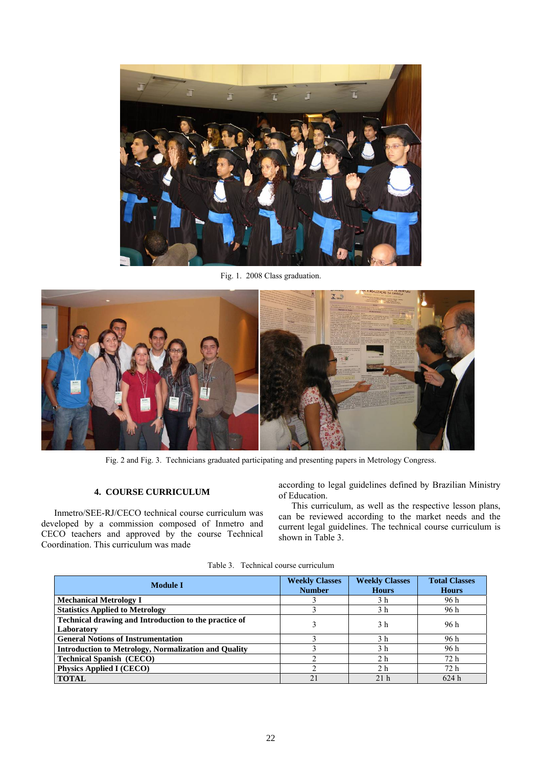Fig. 1. 2008 Class graduation.

Fig. 2 and Fig. 3. Technicians graduated participating and presenting papers in Metrology Congress.

## 4. COURSE CURRICULUM

Inmetro/SEE-RJ/CECO technical course curriculum was developed by a commission composed of Inmetro and CECO teachers and approved by the course Technical Coordination. This curriculum was made according to legal guidelines defined by Brazilian Ministry of Education.

This curriculum, as well as the respective lesson plans, can be reviewed according to the market needs and the current legal guidelines. The technical course curriculum is shown in Table 3.

Table 3. Technical course curriculum

| Module I | Weekly Classes Number | Weekly Classes Hours | Total Classes Hours |
|---|---|---|---|
| **Mechanical Metrology I** | 3 | 3 h | 96 h |
| **Statistics Applied to Metrology** | 3 | 3 h | 96 h |
| **Technical drawing and Introduction to the practice of Laboratory** | 3 | 3 h | 96 h |
| **General Notions of Instrumentation** | 3 | 3 h | 96 h |
| **Introduction to Metrology, Normalization and Quality** | 3 | 3 h | 96 h |
| **Technical Spanish (CECO)** | 2 | 2 h | 72 h |
| **Physics Applied I (CECO)** | 2 | 2 h | 72 h |
| **TOTAL** | 21 | 21 h | 624 h |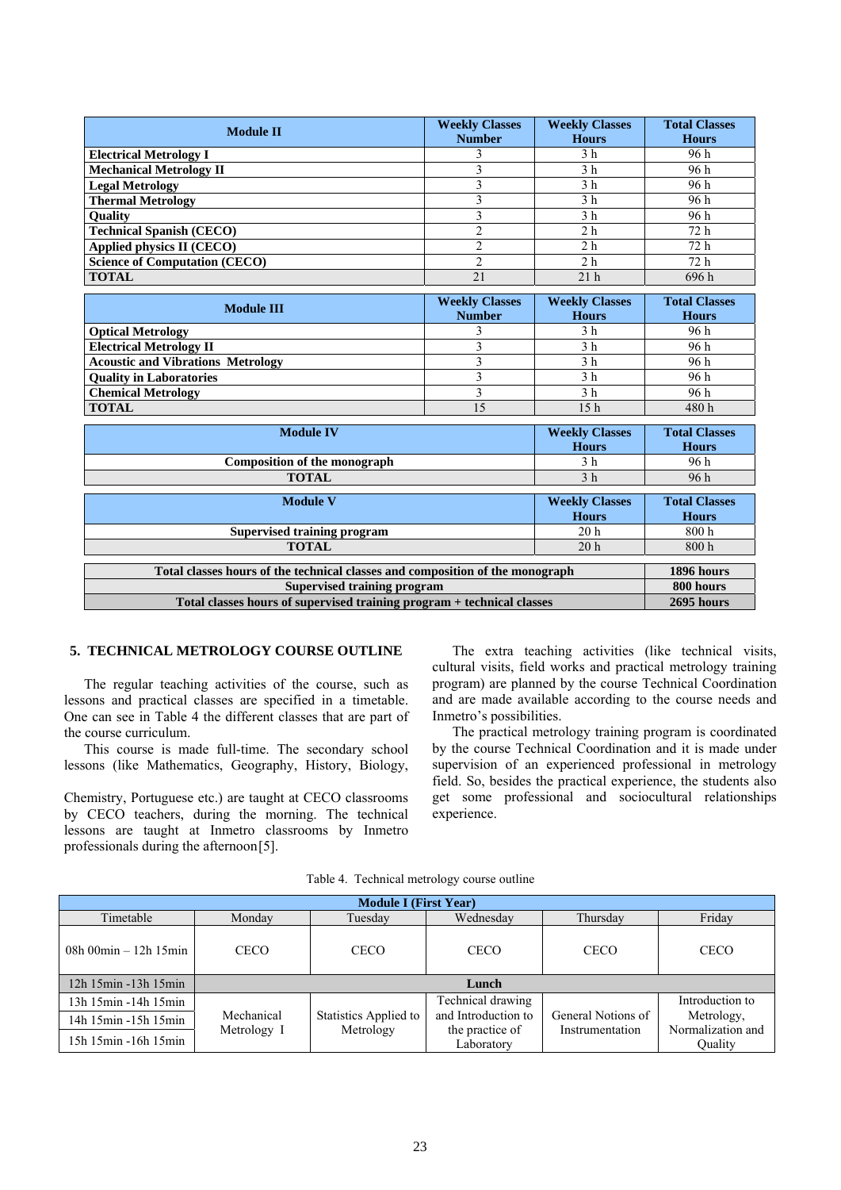| Module II | Weekly Classes Number | Weekly Classes Hours | Total Classes Hours |
|---|---|---|---|
| **Electrical Metrology I** | 3 | 3 h | 96 h |
| **Mechanical Metrology II** | 3 | 3 h | 96 h |
| **Legal Metrology** | 3 | 3 h | 96 h |
| **Thermal Metrology** | 3 | 3 h | 96 h |
| **Quality** | 3 | 3 h | 96 h |
| **Technical Spanish (CECO)** | 2 | 2 h | 72 h |
| **Applied physics II (CECO)** | 2 | 2 h | 72 h |
| **Science of Computation (CECO)** | 2 | 2 h | 72 h |
| **TOTAL** | 21 | 21 h | 696 h |

| Module III | Weekly Classes Number | Weekly Classes Hours | Total Classes Hours |
|---|---|---|---|
| **Optical Metrology** | 3 | 3 h | 96 h |
| **Electrical Metrology II** | 3 | 3 h | 96 h |
| **Acoustic and Vibrations Metrology** | 3 | 3 h | 96 h |
| **Quality in Laboratories** | 3 | 3 h | 96 h |
| **Chemical Metrology** | 3 | 3 h | 96 h |
| **TOTAL** | 15 | 15 h | 480 h |

| Module IV | Weekly Classes Hours | Total Classes Hours |
|---|---|---|
| **Composition of the monograph** | 3 h | 96 h |
| **TOTAL** | 3 h | 96 h |

| Module V | Weekly Classes Hours | Total Classes Hours |
|---|---|---|
| **Supervised training program** | 20 h | 800 h |
| **TOTAL** | 20 h | 800 h |

| | |
|---|---|
| **Total classes hours of the technical classes and composition of the monograph** | **1896 hours** |
| **Supervised training program** | **800 hours** |
| **Total classes hours of supervised training program + technical classes** | **2695 hours** |

## 5. TECHNICAL METROLOGY COURSE OUTLINE

The regular teaching activities of the course, such as lessons and practical classes are specified in a timetable. One can see in Table 4 the different classes that are part of the course curriculum.

This course is made full-time. The secondary school lessons (like Mathematics, Geography, History, Biology, Chemistry, Portuguese etc.) are taught at CECO classrooms by CECO teachers, during the morning. The technical lessons are taught at Inmetro classrooms by Inmetro professionals during the afternoon[5].

The extra teaching activities (like technical visits, cultural visits, field works and practical metrology training program) are planned by the course Technical Coordination and are made available according to the course needs and Inmetro's possibilities.

The practical metrology training program is coordinated by the course Technical Coordination and it is made under supervision of an experienced professional in metrology field. So, besides the practical experience, the students also get some professional and sociocultural relationships experience.

Table 4. Technical metrology course outline

| **Module I (First Year)** | | | | | |
|---|---|---|---|---|---|
| Timetable | Monday | Tuesday | Wednesday | Thursday | Friday |
| 08h 00min – 12h 15min | CECO | CECO | CECO | CECO | CECO |
| 12h 15min -13h 15min | **Lunch** | | | | |
| 13h 15min -14h 15min | Mechanical Metrology I | Statistics Applied to Metrology | Technical drawing and Introduction to the practice of Laboratory | General Notions of Instrumentation | Introduction to Metrology, Normalization and Quality |
| 14h 15min -15h 15min | | | | | |
| 15h 15min -16h 15min | | | | | |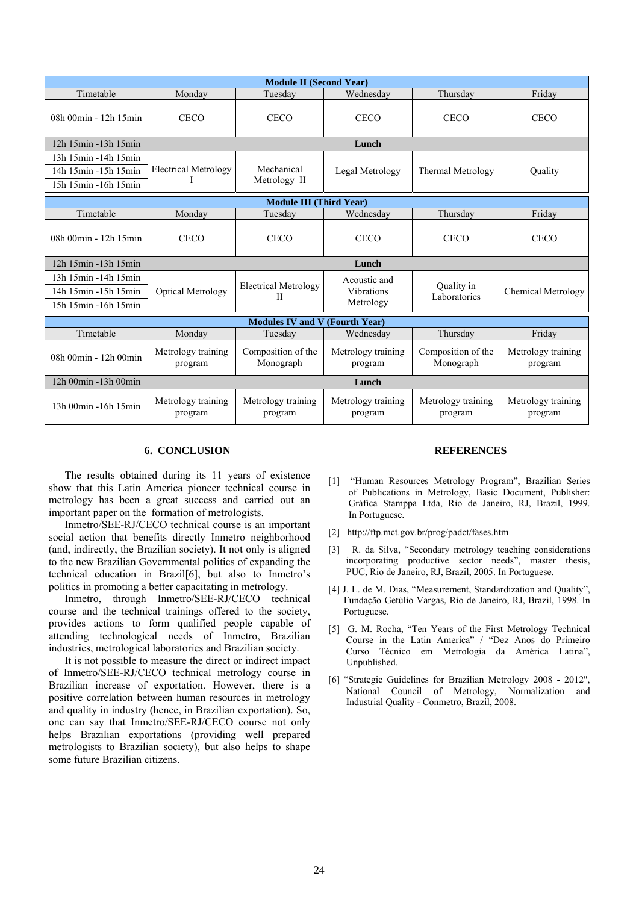| Module II (Second Year) | | | | | |
|---|---|---|---|---|---|
| Timetable | Monday | Tuesday | Wednesday | Thursday | Friday |
| 08h 00min - 12h 15min | CECO | CECO | CECO | CECO | CECO |
| 12h 15min -13h 15min | Lunch | | | | |
| 13h 15min -14h 15min | Electrical Metrology I | Mechanical Metrology II | Legal Metrology | Thermal Metrology | Quality |
| 14h 15min -15h 15min | | | | | |
| 15h 15min -16h 15min | | | | | |

| Module III (Third Year) | | | | | |
|---|---|---|---|---|---|
| Timetable | Monday | Tuesday | Wednesday | Thursday | Friday |
| 08h 00min - 12h 15min | CECO | CECO | CECO | CECO | CECO |
| 12h 15min -13h 15min | Lunch | | | | |
| 13h 15min -14h 15min | Optical Metrology | Electrical Metrology II | Acoustic and Vibrations Metrology | Quality in Laboratories | Chemical Metrology |
| 14h 15min -15h 15min | | | | | |
| 15h 15min -16h 15min | | | | | |

| Modules IV and V (Fourth Year) | | | | | |
|---|---|---|---|---|---|
| Timetable | Monday | Tuesday | Wednesday | Thursday | Friday |
| 08h 00min - 12h 00min | Metrology training program | Composition of the Monograph | Metrology training program | Composition of the Monograph | Metrology training program |
| 12h 00min -13h 00min | Lunch | | | | |
| 13h 00min -16h 15min | Metrology training program | Metrology training program | Metrology training program | Metrology training program | Metrology training program |

## 6. CONCLUSION

The results obtained during its 11 years of existence show that this Latin America pioneer technical course in metrology has been a great success and carried out an important paper on the formation of metrologists.

Inmetro/SEE-RJ/CECO technical course is an important social action that benefits directly Inmetro neighborhood (and, indirectly, the Brazilian society). It not only is aligned to the new Brazilian Governmental politics of expanding the technical education in Brazil[6], but also to Inmetro's politics in promoting a better capacitating in metrology.

Inmetro, through Inmetro/SEE-RJ/CECO technical course and the technical trainings offered to the society, provides actions to form qualified people capable of attending technological needs of Inmetro, Brazilian industries, metrological laboratories and Brazilian society.

It is not possible to measure the direct or indirect impact of Inmetro/SEE-RJ/CECO technical metrology course in Brazilian increase of exportation. However, there is a positive correlation between human resources in metrology and quality in industry (hence, in Brazilian exportation). So, one can say that Inmetro/SEE-RJ/CECO course not only helps Brazilian exportations (providing well prepared metrologists to Brazilian society), but also helps to shape some future Brazilian citizens.

## REFERENCES

[1] "Human Resources Metrology Program", Brazilian Series of Publications in Metrology, Basic Document, Publisher: Gráfica Stamppa Ltda, Rio de Janeiro, RJ, Brazil, 1999. In Portuguese.

[2] http://ftp.mct.gov.br/prog/padct/fases.htm

[3] R. da Silva, "Secondary metrology teaching considerations incorporating productive sector needs", master thesis, PUC, Rio de Janeiro, RJ, Brazil, 2005. In Portuguese.

[4] J. L. de M. Dias, "Measurement, Standardization and Quality", Fundação Getúlio Vargas, Rio de Janeiro, RJ, Brazil, 1998. In Portuguese.

[5] G. M. Rocha, "Ten Years of the First Metrology Technical Course in the Latin America" / "Dez Anos do Primeiro Curso Técnico em Metrologia da América Latina", Unpublished.

[6] "Strategic Guidelines for Brazilian Metrology 2008 - 2012", National Council of Metrology, Normalization and Industrial Quality - Conmetro, Brazil, 2008.